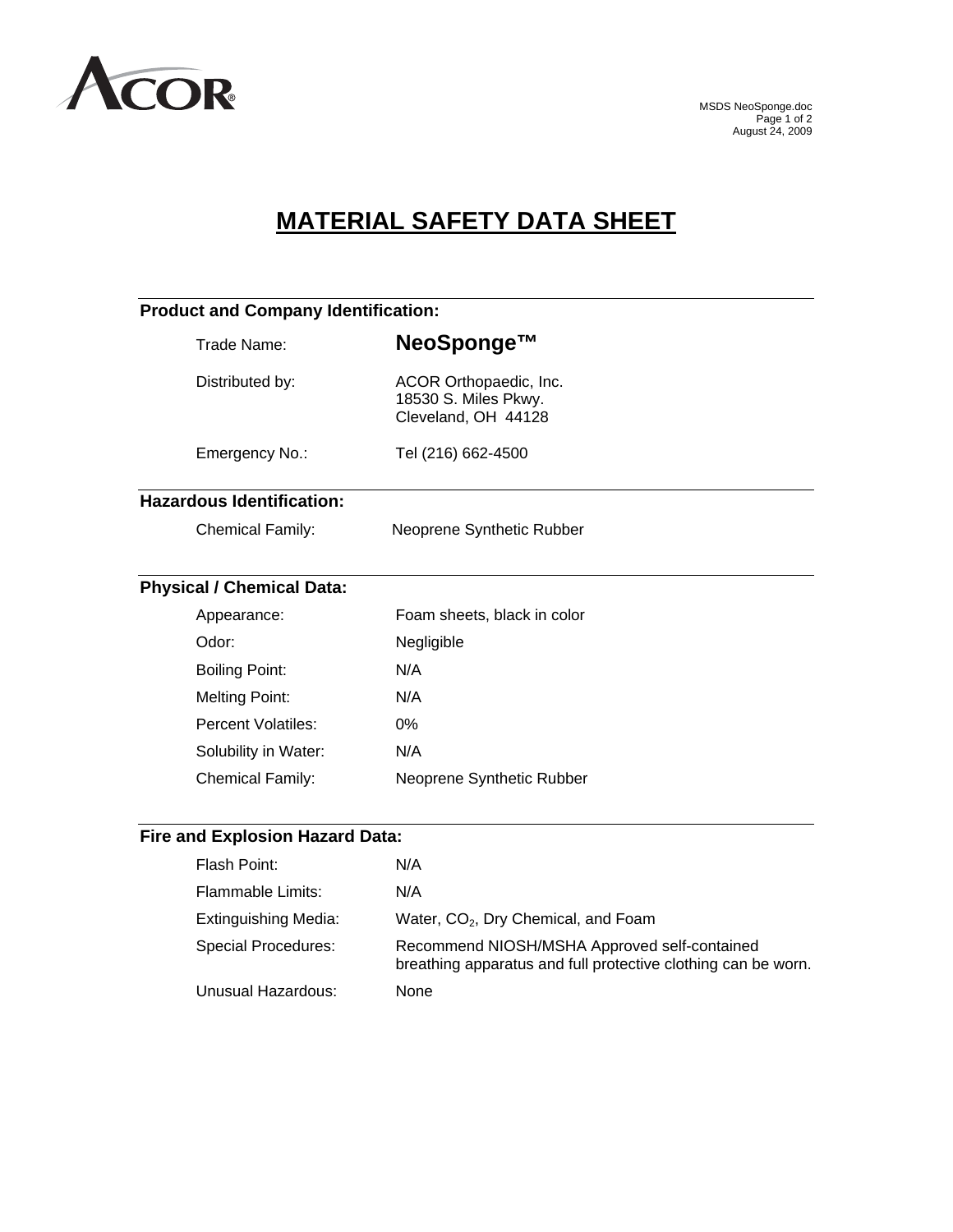ACOR®

MSDS NeoSponge.doc
August 24, 2009

# MATERIAL SAFETY DATA SHEET

## Product and Company Identification:

| | |
|---|---|
| Trade Name: | **NeoSponge™** |
| Distributed by: | ACOR Orthopaedic, Inc.<br>18530 S. Miles Pkwy.<br>Cleveland, OH 44128 |
| Emergency No.: | Tel (216) 662-4500 |

## Hazardous Identification:

| | |
|---|---|
| Chemical Family: | Neoprene Synthetic Rubber |

## Physical / Chemical Data:

| | |
|---|---|
| Appearance: | Foam sheets, black in color |
| Odor: | Negligible |
| Boiling Point: | N/A |
| Melting Point: | N/A |
| Percent Volatiles: | 0% |
| Solubility in Water: | N/A |
| Chemical Family: | Neoprene Synthetic Rubber |

## Fire and Explosion Hazard Data:

| | |
|---|---|
| Flash Point: | N/A |
| Flammable Limits: | N/A |
| Extinguishing Media: | Water, $CO_2$, Dry Chemical, and Foam |
| Special Procedures: | Recommend NIOSH/MSHA Approved self-contained breathing apparatus and full protective clothing can be worn. |
| Unusual Hazardous: | None |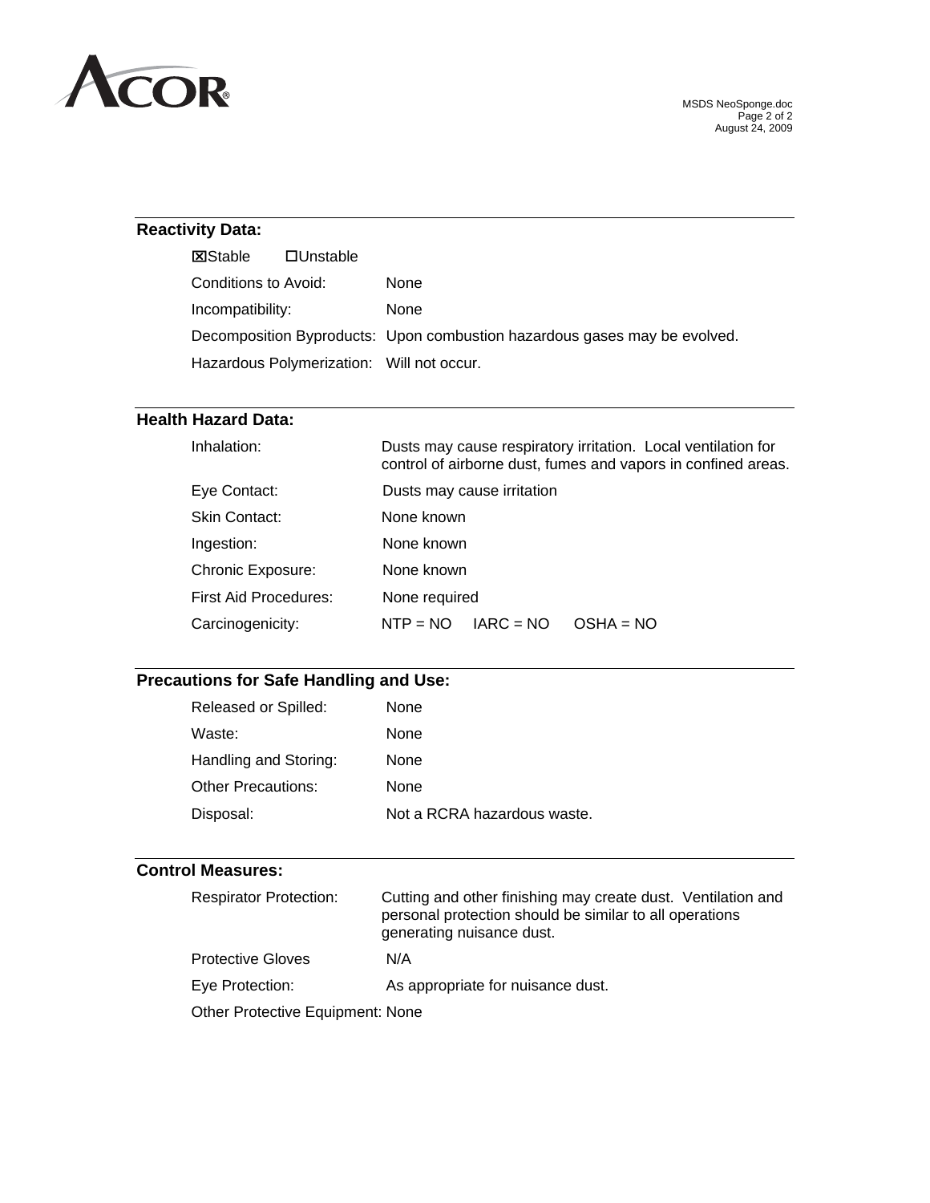## Reactivity Data:

☒Stable ☐Unstable

| | |
|---|---|
| Conditions to Avoid: | None |
| Incompatibility: | None |
| Decomposition Byproducts: | Upon combustion hazardous gases may be evolved. |
| Hazardous Polymerization: | Will not occur. |

## Health Hazard Data:

| | |
|---|---|
| Inhalation: | Dusts may cause respiratory irritation. Local ventilation for control of airborne dust, fumes and vapors in confined areas. |
| Eye Contact: | Dusts may cause irritation |
| Skin Contact: | None known |
| Ingestion: | None known |
| Chronic Exposure: | None known |
| First Aid Procedures: | None required |
| Carcinogenicity: | NTP = NO IARC = NO OSHA = NO |

## Precautions for Safe Handling and Use:

| | |
|---|---|
| Released or Spilled: | None |
| Waste: | None |
| Handling and Storing: | None |
| Other Precautions: | None |
| Disposal: | Not a RCRA hazardous waste. |

## Control Measures:

| | |
|---|---|
| Respirator Protection: | Cutting and other finishing may create dust. Ventilation and personal protection should be similar to all operations generating nuisance dust. |
| Protective Gloves | N/A |
| Eye Protection: | As appropriate for nuisance dust. |
| Other Protective Equipment: | None |